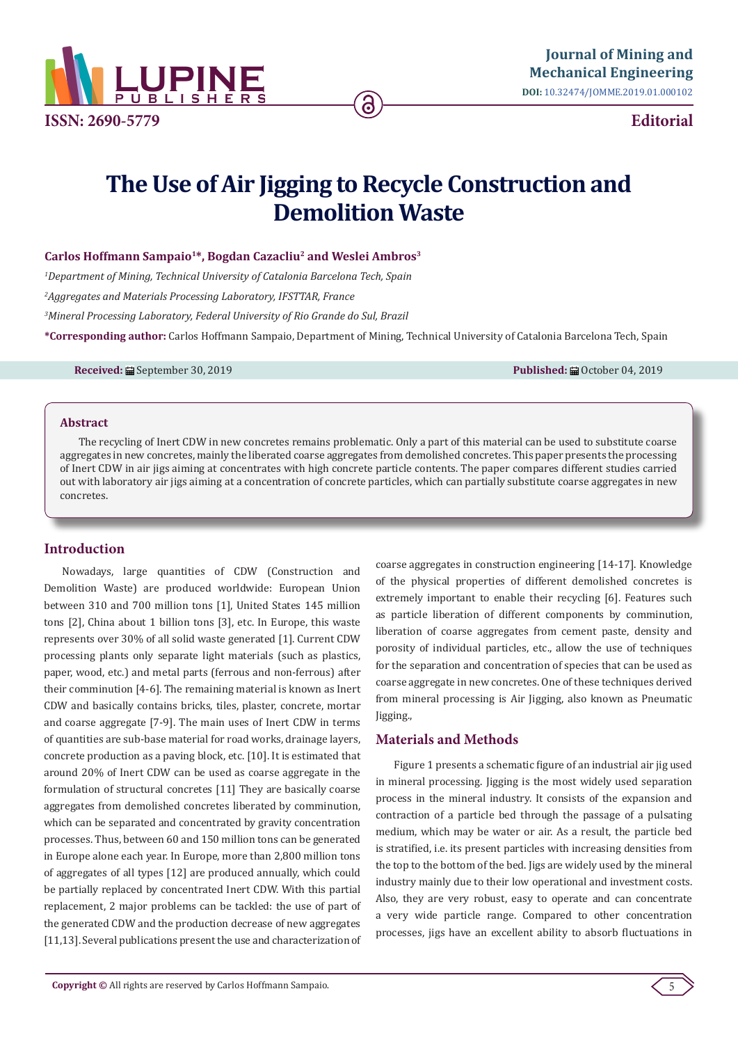# The Use of Air Jigging to Recycle Construction and Demolition Waste

**Carlos Hoffmann Sampaio[1]\*, Bogdan Cazacliu[2] and Weslei Ambros[3]**

[1]*Department of Mining, Technical University of Catalonia Barcelona Tech, Spain*

[2]*Aggregates and Materials Processing Laboratory, IFSTTAR, France*

[3]*Mineral Processing Laboratory, Federal University of Rio Grande do Sul, Brazil*

**\*Corresponding author:** Carlos Hoffmann Sampaio, Department of Mining, Technical University of Catalonia Barcelona Tech, Spain

**Received:** September 30, 2019 **Published:** October 04, 2019

## Abstract

The recycling of Inert CDW in new concretes remains problematic. Only a part of this material can be used to substitute coarse aggregates in new concretes, mainly the liberated coarse aggregates from demolished concretes. This paper presents the processing of Inert CDW in air jigs aiming at concentrates with high concrete particle contents. The paper compares different studies carried out with laboratory air jigs aiming at a concentration of concrete particles, which can partially substitute coarse aggregates in new concretes.

## Introduction

Nowadays, large quantities of CDW (Construction and Demolition Waste) are produced worldwide: European Union between 310 and 700 million tons [1], United States 145 million tons [2], China about 1 billion tons [3], etc. In Europe, this waste represents over 30% of all solid waste generated [1]. Current CDW processing plants only separate light materials (such as plastics, paper, wood, etc.) and metal parts (ferrous and non-ferrous) after their comminution [4-6]. The remaining material is known as Inert CDW and basically contains bricks, tiles, plaster, concrete, mortar and coarse aggregate [7-9]. The main uses of Inert CDW in terms of quantities are sub-base material for road works, drainage layers, concrete production as a paving block, etc. [10]. It is estimated that around 20% of Inert CDW can be used as coarse aggregate in the formulation of structural concretes [11] They are basically coarse aggregates from demolished concretes liberated by comminution, which can be separated and concentrated by gravity concentration processes. Thus, between 60 and 150 million tons can be generated in Europe alone each year. In Europe, more than 2,800 million tons of aggregates of all types [12] are produced annually, which could be partially replaced by concentrated Inert CDW. With this partial replacement, 2 major problems can be tackled: the use of part of the generated CDW and the production decrease of new aggregates [11,13]. Several publications present the use and characterization of coarse aggregates in construction engineering [14-17]. Knowledge of the physical properties of different demolished concretes is extremely important to enable their recycling [6]. Features such as particle liberation of different components by comminution, liberation of coarse aggregates from cement paste, density and porosity of individual particles, etc., allow the use of techniques for the separation and concentration of species that can be used as coarse aggregate in new concretes. One of these techniques derived from mineral processing is Air Jigging, also known as Pneumatic Jigging.,

## Materials and Methods

Figure 1 presents a schematic figure of an industrial air jig used in mineral processing. Jigging is the most widely used separation process in the mineral industry. It consists of the expansion and contraction of a particle bed through the passage of a pulsating medium, which may be water or air. As a result, the particle bed is stratified, i.e. its present particles with increasing densities from the top to the bottom of the bed. Jigs are widely used by the mineral industry mainly due to their low operational and investment costs. Also, they are very robust, easy to operate and can concentrate a very wide particle range. Compared to other concentration processes, jigs have an excellent ability to absorb fluctuations in

**Copyright ©** All rights are reserved by Carlos Hoffmann Sampaio.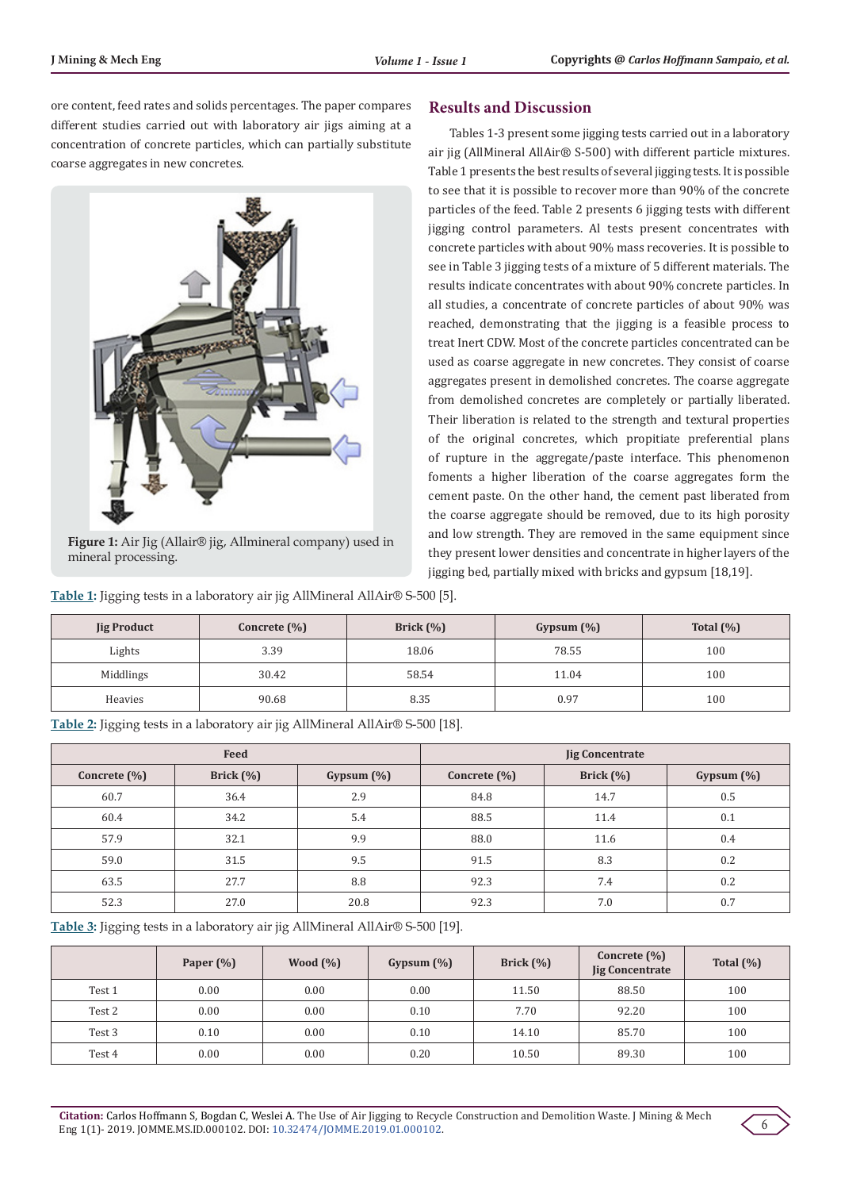ore content, feed rates and solids percentages. The paper compares different studies carried out with laboratory air jigs aiming at a concentration of concrete particles, which can partially substitute coarse aggregates in new concretes.

Figure 1: Air Jig (Allair® jig, Allmineral company) used in mineral processing.

## Results and Discussion

Tables 1-3 present some jigging tests carried out in a laboratory air jig (AllMineral AllAir® S-500) with different particle mixtures. Table 1 presents the best results of several jigging tests. It is possible to see that it is possible to recover more than 90% of the concrete particles of the feed. Table 2 presents 6 jigging tests with different jigging control parameters. Al tests present concentrates with concrete particles with about 90% mass recoveries. It is possible to see in Table 3 jigging tests of a mixture of 5 different materials. The results indicate concentrates with about 90% concrete particles. In all studies, a concentrate of concrete particles of about 90% was reached, demonstrating that the jigging is a feasible process to treat Inert CDW. Most of the concrete particles concentrated can be used as coarse aggregate in new concretes. They consist of coarse aggregates present in demolished concretes. The coarse aggregate from demolished concretes are completely or partially liberated. Their liberation is related to the strength and textural properties of the original concretes, which propitiate preferential plans of rupture in the aggregate/paste interface. This phenomenon foments a higher liberation of the coarse aggregates form the cement paste. On the other hand, the cement past liberated from the coarse aggregate should be removed, due to its high porosity and low strength. They are removed in the same equipment since they present lower densities and concentrate in higher layers of the jigging bed, partially mixed with bricks and gypsum [18,19].

**Table 1:** Jigging tests in a laboratory air jig AllMineral AllAir® S-500 [5].

| Jig Product | Concrete (%) | Brick (%) | Gypsum (%) | Total (%) |
|---|---|---|---|---|
| Lights | 3.39 | 18.06 | 78.55 | 100 |
| Middlings | 30.42 | 58.54 | 11.04 | 100 |
| Heavies | 90.68 | 8.35 | 0.97 | 100 |

**Table 2:** Jigging tests in a laboratory air jig AllMineral AllAir® S-500 [18].

| Feed | | | Jig Concentrate | | |
|---|---|---|---|---|---|
| Concrete (%) | Brick (%) | Gypsum (%) | Concrete (%) | Brick (%) | Gypsum (%) |
| 60.7 | 36.4 | 2.9 | 84.8 | 14.7 | 0.5 |
| 60.4 | 34.2 | 5.4 | 88.5 | 11.4 | 0.1 |
| 57.9 | 32.1 | 9.9 | 88.0 | 11.6 | 0.4 |
| 59.0 | 31.5 | 9.5 | 91.5 | 8.3 | 0.2 |
| 63.5 | 27.7 | 8.8 | 92.3 | 7.4 | 0.2 |
| 52.3 | 27.0 | 20.8 | 92.3 | 7.0 | 0.7 |

**Table 3:** Jigging tests in a laboratory air jig AllMineral AllAir® S-500 [19].

| | Paper (%) | Wood (%) | Gypsum (%) | Brick (%) | Concrete (%) Jig Concentrate | Total (%) |
|---|---|---|---|---|---|---|
| Test 1 | 0.00 | 0.00 | 0.00 | 11.50 | 88.50 | 100 |
| Test 2 | 0.00 | 0.00 | 0.10 | 7.70 | 92.20 | 100 |
| Test 3 | 0.10 | 0.00 | 0.10 | 14.10 | 85.70 | 100 |
| Test 4 | 0.00 | 0.00 | 0.20 | 10.50 | 89.30 | 100 |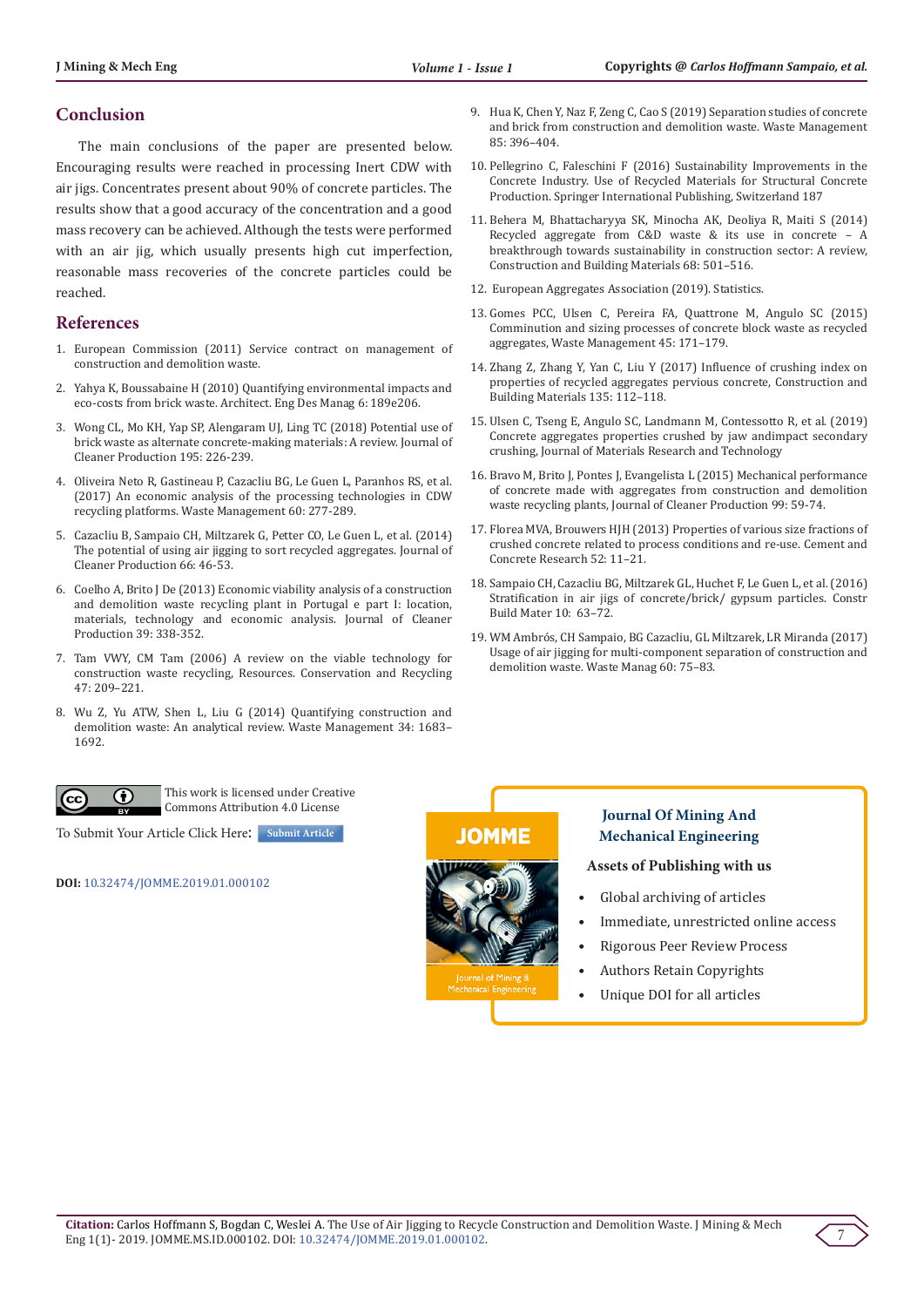## Conclusion

The main conclusions of the paper are presented below. Encouraging results were reached in processing Inert CDW with air jigs. Concentrates present about 90% of concrete particles. The results show that a good accuracy of the concentration and a good mass recovery can be achieved. Although the tests were performed with an air jig, which usually presents high cut imperfection, reasonable mass recoveries of the concrete particles could be reached.

## References

1. European Commission (2011) Service contract on management of construction and demolition waste.
2. Yahya K, Boussabaine H (2010) Quantifying environmental impacts and eco-costs from brick waste. Architect. Eng Des Manag 6: 189e206.
3. Wong CL, Mo KH, Yap SP, Alengaram UJ, Ling TC (2018) Potential use of brick waste as alternate concrete-making materials: A review. Journal of Cleaner Production 195: 226-239.
4. Oliveira Neto R, Gastineau P, Cazacliu BG, Le Guen L, Paranhos RS, et al. (2017) An economic analysis of the processing technologies in CDW recycling platforms. Waste Management 60: 277-289.
5. Cazacliu B, Sampaio CH, Miltzarek G, Petter CO, Le Guen L, et al. (2014) The potential of using air jigging to sort recycled aggregates. Journal of Cleaner Production 66: 46-53.
6. Coelho A, Brito J De (2013) Economic viability analysis of a construction and demolition waste recycling plant in Portugal e part I: location, materials, technology and economic analysis. Journal of Cleaner Production 39: 338-352.
7. Tam VWY, CM Tam (2006) A review on the viable technology for construction waste recycling, Resources. Conservation and Recycling 47: 209–221.
8. Wu Z, Yu ATW, Shen L, Liu G (2014) Quantifying construction and demolition waste: An analytical review. Waste Management 34: 1683–1692.
9. Hua K, Chen Y, Naz F, Zeng C, Cao S (2019) Separation studies of concrete and brick from construction and demolition waste. Waste Management 85: 396–404.
10. Pellegrino C, Faleschini F (2016) Sustainability Improvements in the Concrete Industry. Use of Recycled Materials for Structural Concrete Production. Springer International Publishing, Switzerland 187
11. Behera M, Bhattacharyya SK, Minocha AK, Deoliya R, Maiti S (2014) Recycled aggregate from C&D waste & its use in concrete – A breakthrough towards sustainability in construction sector: A review, Construction and Building Materials 68: 501–516.
12. European Aggregates Association (2019). Statistics.
13. Gomes PCC, Ulsen C, Pereira FA, Quattrone M, Angulo SC (2015) Comminution and sizing processes of concrete block waste as recycled aggregates, Waste Management 45: 171–179.
14. Zhang Z, Zhang Y, Yan C, Liu Y (2017) Influence of crushing index on properties of recycled aggregates pervious concrete, Construction and Building Materials 135: 112–118.
15. Ulsen C, Tseng E, Angulo SC, Landmann M, Contessotto R, et al. (2019) Concrete aggregates properties crushed by jaw andimpact secondary crushing, Journal of Materials Research and Technology
16. Bravo M, Brito J, Pontes J, Evangelista L (2015) Mechanical performance of concrete made with aggregates from construction and demolition waste recycling plants, Journal of Cleaner Production 99: 59-74.
17. Florea MVA, Brouwers HJH (2013) Properties of various size fractions of crushed concrete related to process conditions and re-use. Cement and Concrete Research 52: 11–21.
18. Sampaio CH, Cazacliu BG, Miltzarek GL, Huchet F, Le Guen L, et al. (2016) Stratification in air jigs of concrete/brick/ gypsum particles. Constr Build Mater 10: 63–72.
19. WM Ambrós, CH Sampaio, BG Cazacliu, GL Miltzarek, LR Miranda (2017) Usage of air jigging for multi-component separation of construction and demolition waste. Waste Manag 60: 75–83.

This work is licensed under Creative Commons Attribution 4.0 License

To Submit Your Article Click Here: Submit Article

**DOI:** 10.32474/JOMME.2019.01.000102

**Journal Of Mining And Mechanical Engineering**

**Assets of Publishing with us**

- Global archiving of articles
- Immediate, unrestricted online access
- Rigorous Peer Review Process
- Authors Retain Copyrights
- Unique DOI for all articles

**Citation:** Carlos Hoffmann S, Bogdan C, Weslei A. The Use of Air Jigging to Recycle Construction and Demolition Waste. J Mining & Mech Eng 1(1)- 2019. JOMME.MS.ID.000102. DOI: 10.32474/JOMME.2019.01.000102.